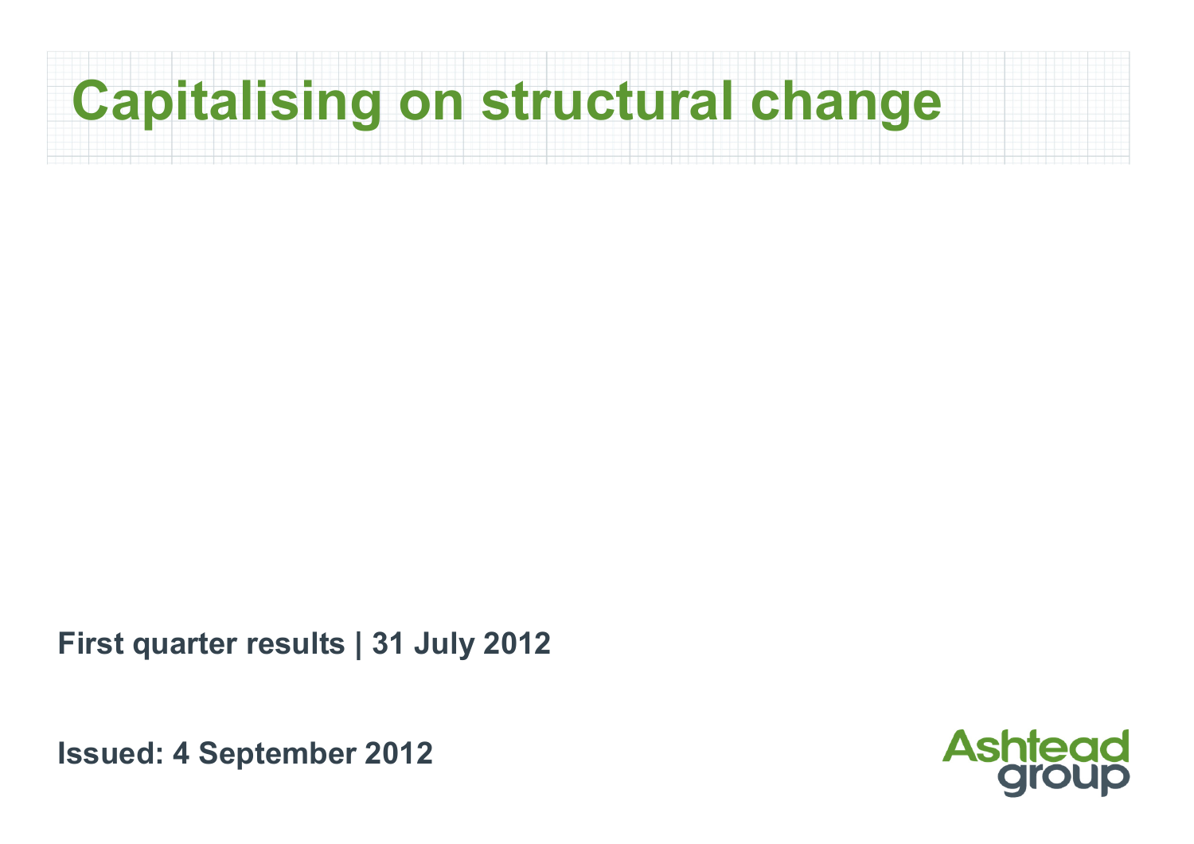# Capitalising on structural change

**First quarter results | 31 July 2012**

**Issued: 4 September 2012**

Ashtead group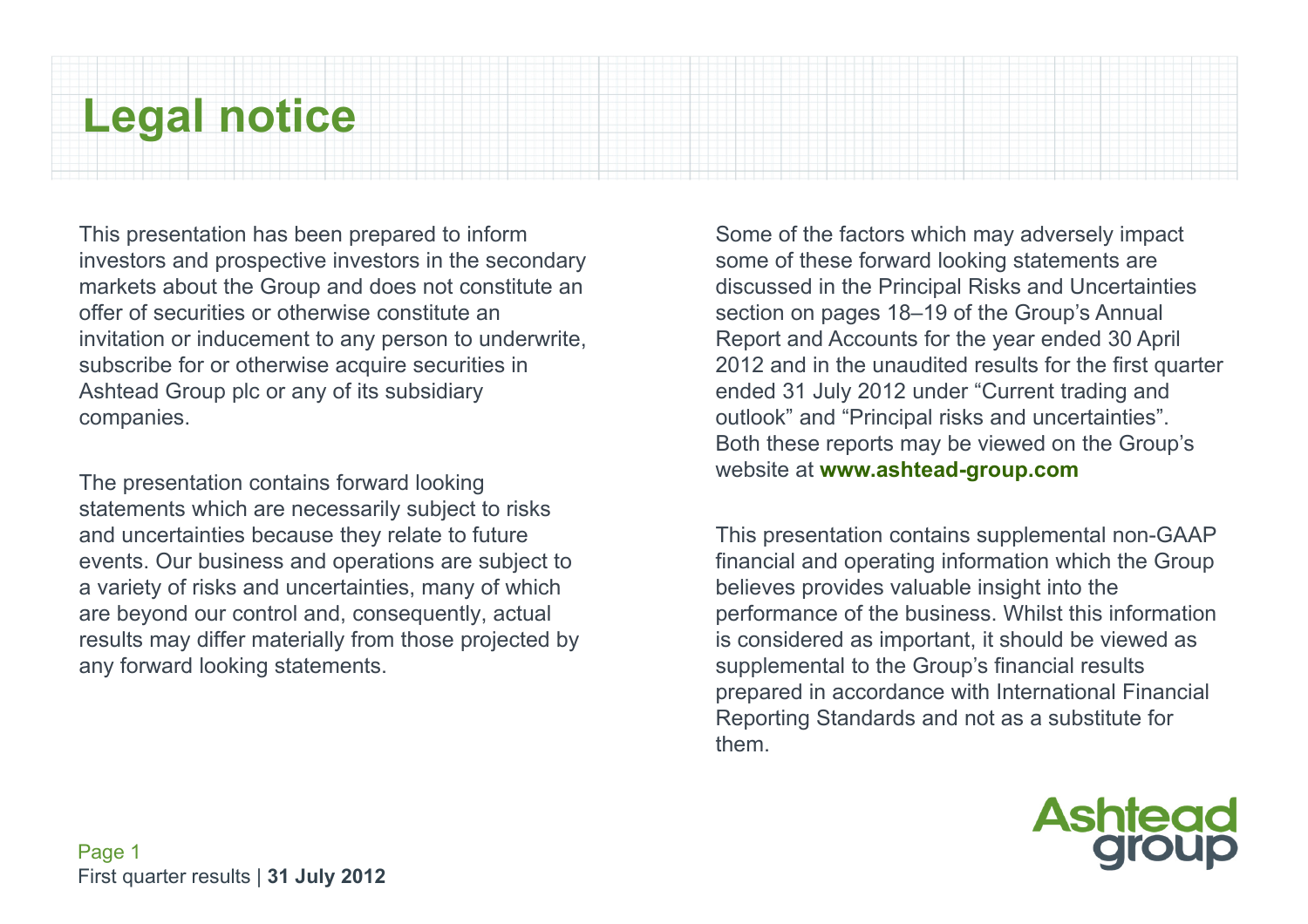# Legal notice

This presentation has been prepared to inform investors and prospective investors in the secondary markets about the Group and does not constitute an offer of securities or otherwise constitute an invitation or inducement to any person to underwrite, subscribe for or otherwise acquire securities in Ashtead Group plc or any of its subsidiary companies.

The presentation contains forward looking statements which are necessarily subject to risks and uncertainties because they relate to future events. Our business and operations are subject to a variety of risks and uncertainties, many of which are beyond our control and, consequently, actual results may differ materially from those projected by any forward looking statements.

Some of the factors which may adversely impact some of these forward looking statements are discussed in the Principal Risks and Uncertainties section on pages 18–19 of the Group's Annual Report and Accounts for the year ended 30 April 2012 and in the unaudited results for the first quarter ended 31 July 2012 under "Current trading and outlook" and "Principal risks and uncertainties". Both these reports may be viewed on the Group's website at **www.ashtead-group.com**

This presentation contains supplemental non-GAAP financial and operating information which the Group believes provides valuable insight into the performance of the business. Whilst this information is considered as important, it should be viewed as supplemental to the Group's financial results prepared in accordance with International Financial Reporting Standards and not as a substitute for them.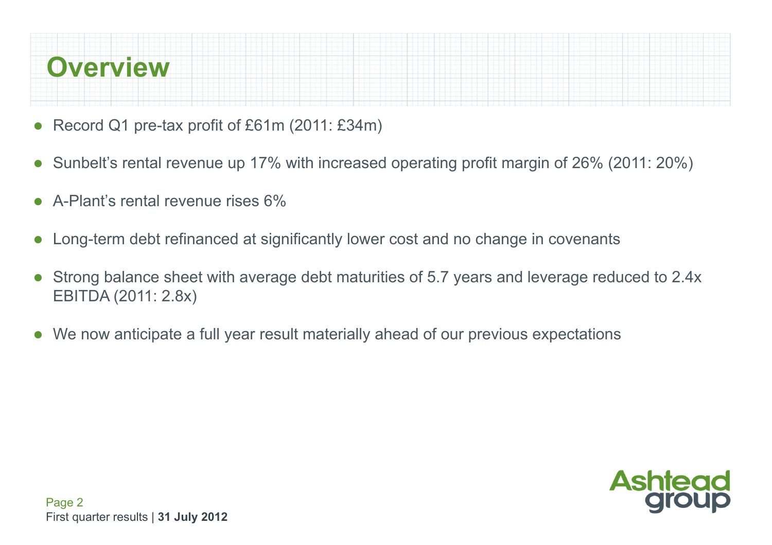# Overview

- Record Q1 pre-tax profit of £61m (2011: £34m)
- Sunbelt's rental revenue up 17% with increased operating profit margin of 26% (2011: 20%)
- A-Plant's rental revenue rises 6%
- Long-term debt refinanced at significantly lower cost and no change in covenants
- Strong balance sheet with average debt maturities of 5.7 years and leverage reduced to 2.4x EBITDA (2011: 2.8x)
- We now anticipate a full year result materially ahead of our previous expectations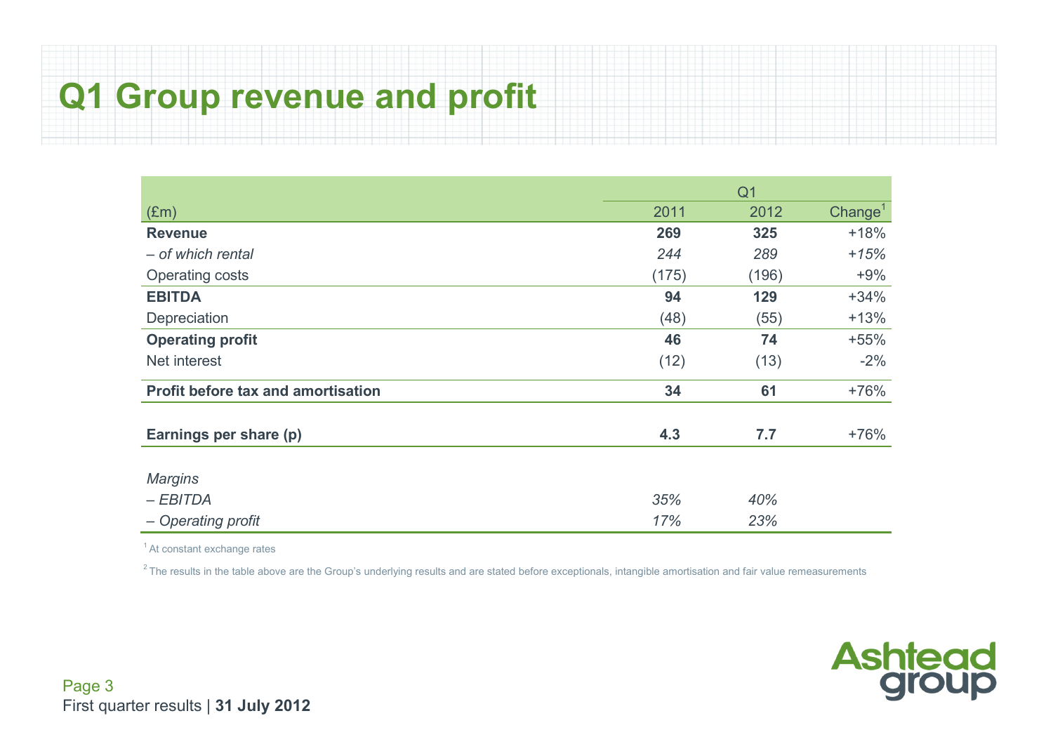# Q1 Group revenue and profit

| (£m) | Q1 2011 | Q1 2012 | Change[1] |
|---|---|---|---|
| **Revenue** | **269** | **325** | +18% |
| *– of which rental* | *244* | *289* | *+15%* |
| Operating costs | (175) | (196) | +9% |
| **EBITDA** | **94** | **129** | +34% |
| Depreciation | (48) | (55) | +13% |
| **Operating profit** | **46** | **74** | +55% |
| Net interest | (12) | (13) | -2% |
| **Profit before tax and amortisation** | **34** | **61** | +76% |
| **Earnings per share (p)** | **4.3** | **7.7** | +76% |
| *Margins* | | | |
| *– EBITDA* | *35%* | *40%* | |
| *– Operating profit* | *17%* | *23%* | |

[1] At constant exchange rates

[2] The results in the table above are the Group's underlying results and are stated before exceptionals, intangible amortisation and fair value remeasurements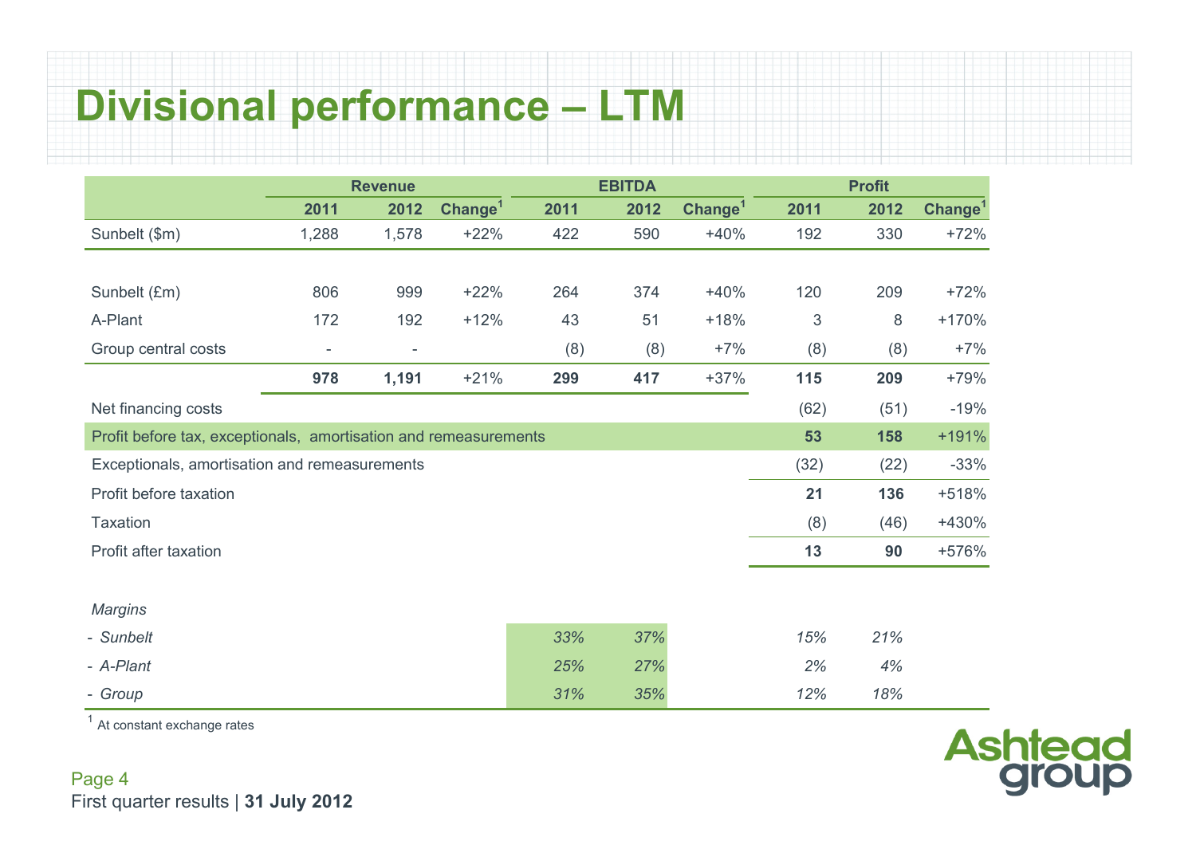# Divisional performance – LTM

| | Revenue | | | EBITDA | | | Profit | | |
|---|---|---|---|---|---|---|---|---|---|
| | 2011 | 2012 | Change[1] | 2011 | 2012 | Change[1] | 2011 | 2012 | Change[1] |
| Sunbelt ($m) | 1,288 | 1,578 | +22% | 422 | 590 | +40% | 192 | 330 | +72% |
| | | | | | | | | | |
| Sunbelt (£m) | 806 | 999 | +22% | 264 | 374 | +40% | 120 | 209 | +72% |
| A-Plant | 172 | 192 | +12% | 43 | 51 | +18% | 3 | 8 | +170% |
| Group central costs | - | - | | (8) | (8) | +7% | (8) | (8) | +7% |
| | **978** | **1,191** | +21% | **299** | **417** | +37% | **115** | **209** | +79% |
| Net financing costs | | | | | | | (62) | (51) | -19% |
| Profit before tax, exceptionals, amortisation and remeasurements | | | | | | | **53** | **158** | +191% |
| Exceptionals, amortisation and remeasurements | | | | | | | (32) | (22) | -33% |
| Profit before taxation | | | | | | | **21** | **136** | +518% |
| Taxation | | | | | | | (8) | (46) | +430% |
| Profit after taxation | | | | | | | **13** | **90** | +576% |
| | | | | | | | | | |
| *Margins* | | | | | | | | | |
| *- Sunbelt* | | | | *33%* | *37%* | | *15%* | *21%* | |
| *- A-Plant* | | | | *25%* | *27%* | | *2%* | *4%* | |
| *- Group* | | | | *31%* | *35%* | | *12%* | *18%* | |

[1] At constant exchange rates

First quarter results | **31 July 2012**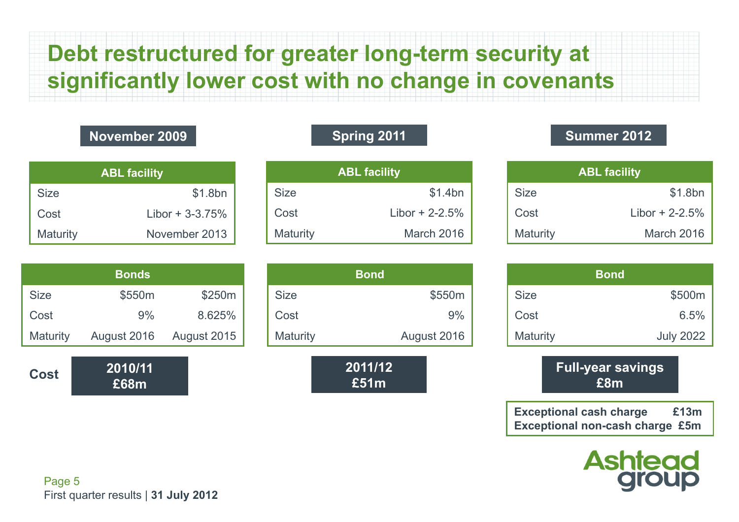# Debt restructured for greater long-term security at significantly lower cost with no change in covenants

## November 2009

| ABL facility | |
|---|---|
| Size | $1.8bn |
| Cost | Libor + 3-3.75% |
| Maturity | November 2013 |

| Bonds | | |
|---|---|---|
| Size | $550m | $250m |
| Cost | 9% | 8.625% |
| Maturity | August 2016 | August 2015 |

**Cost** — **2010/11 £68m**

## Spring 2011

| ABL facility | |
|---|---|
| Size | $1.4bn |
| Cost | Libor + 2-2.5% |
| Maturity | March 2016 |

| Bond | |
|---|---|
| Size | $550m |
| Cost | 9% |
| Maturity | August 2016 |

**2011/12 £51m**

## Summer 2012

| ABL facility | |
|---|---|
| Size | $1.8bn |
| Cost | Libor + 2-2.5% |
| Maturity | March 2016 |

| Bond | |
|---|---|
| Size | $500m |
| Cost | 6.5% |
| Maturity | July 2022 |

**Full-year savings £8m**

| | |
|---|---|
| **Exceptional cash charge** | **£13m** |
| **Exceptional non-cash charge** | **£5m** |

First quarter results | **31 July 2012**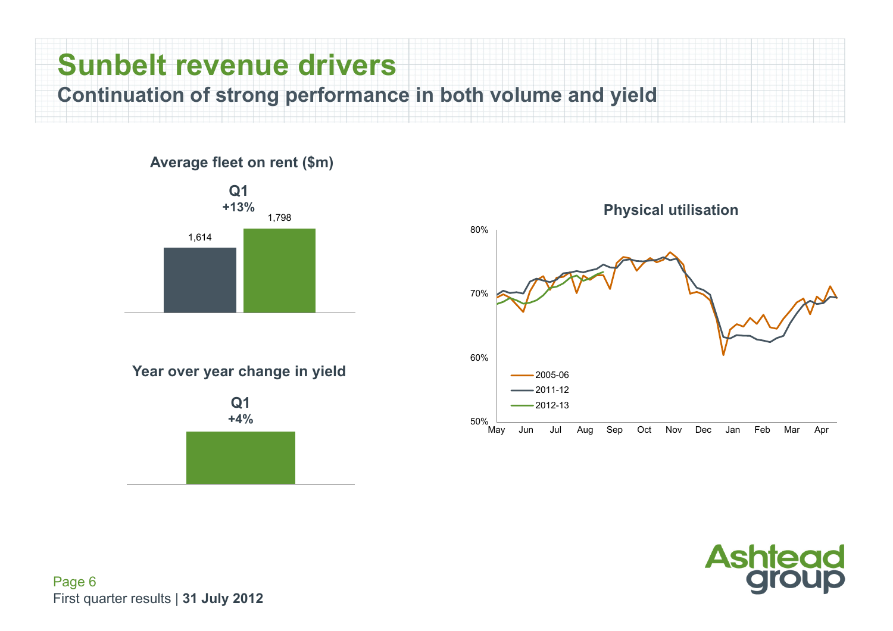# Sunbelt revenue drivers

## Continuation of strong performance in both volume and yield

### Average fleet on rent ($m)

**Q1**
**+13%**

1,614 | 1,798

### Year over year change in yield

**Q1**
**+4%**

### Physical utilisation

80%
70%
60%
50%

May Jun Jul Aug Sep Oct Nov Dec Jan Feb Mar Apr

2005-06
2011-12
2012-13

First quarter results | **31 July 2012**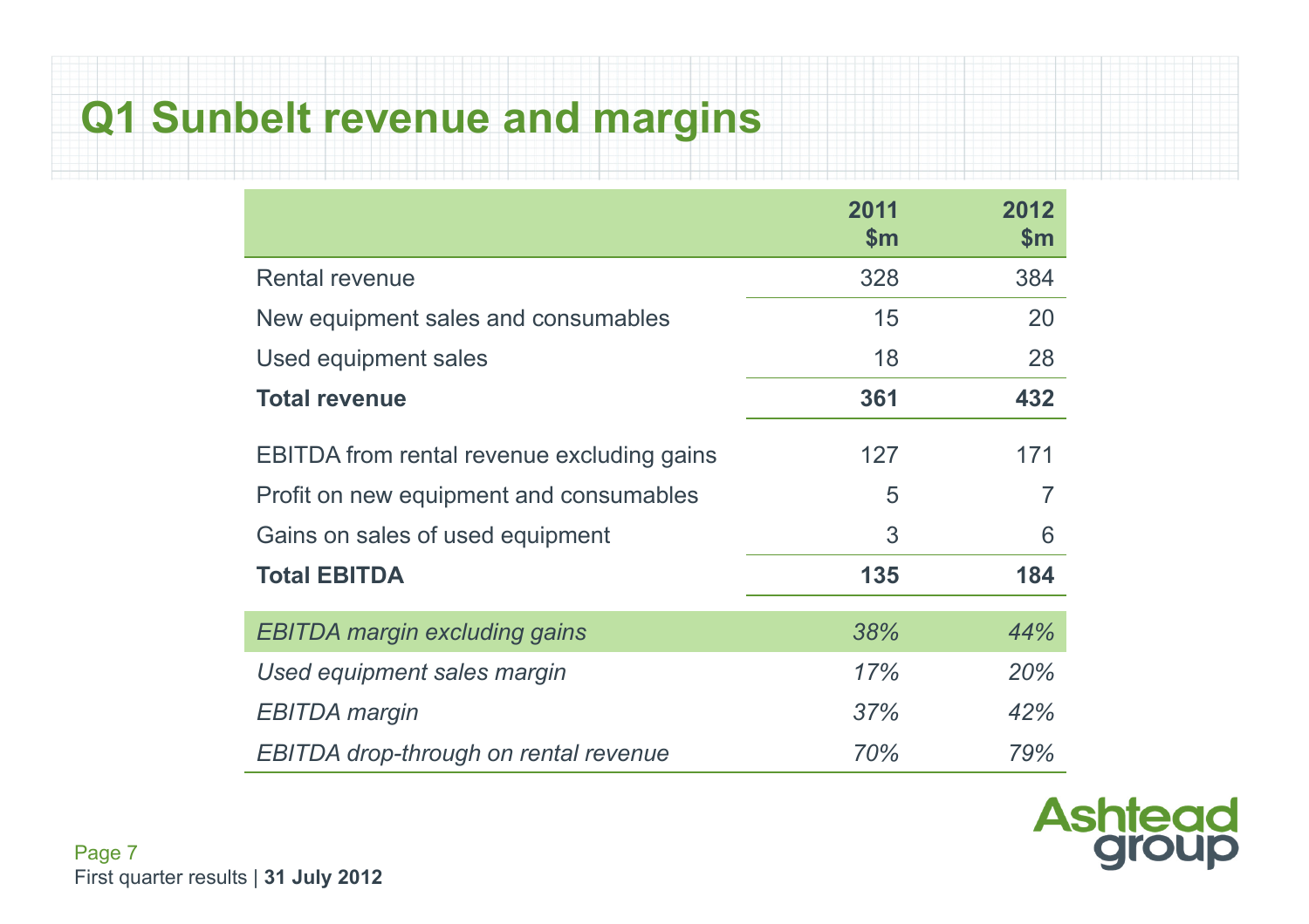# Q1 Sunbelt revenue and margins

| | 2011 $m | 2012 $m |
|---|---|---|
| Rental revenue | 328 | 384 |
| New equipment sales and consumables | 15 | 20 |
| Used equipment sales | 18 | 28 |
| **Total revenue** | **361** | **432** |
| EBITDA from rental revenue excluding gains | 127 | 171 |
| Profit on new equipment and consumables | 5 | 7 |
| Gains on sales of used equipment | 3 | 6 |
| **Total EBITDA** | **135** | **184** |
| *EBITDA margin excluding gains* | *38%* | *44%* |
| *Used equipment sales margin* | *17%* | *20%* |
| *EBITDA margin* | *37%* | *42%* |
| *EBITDA drop-through on rental revenue* | *70%* | *79%* |

First quarter results | **31 July 2012**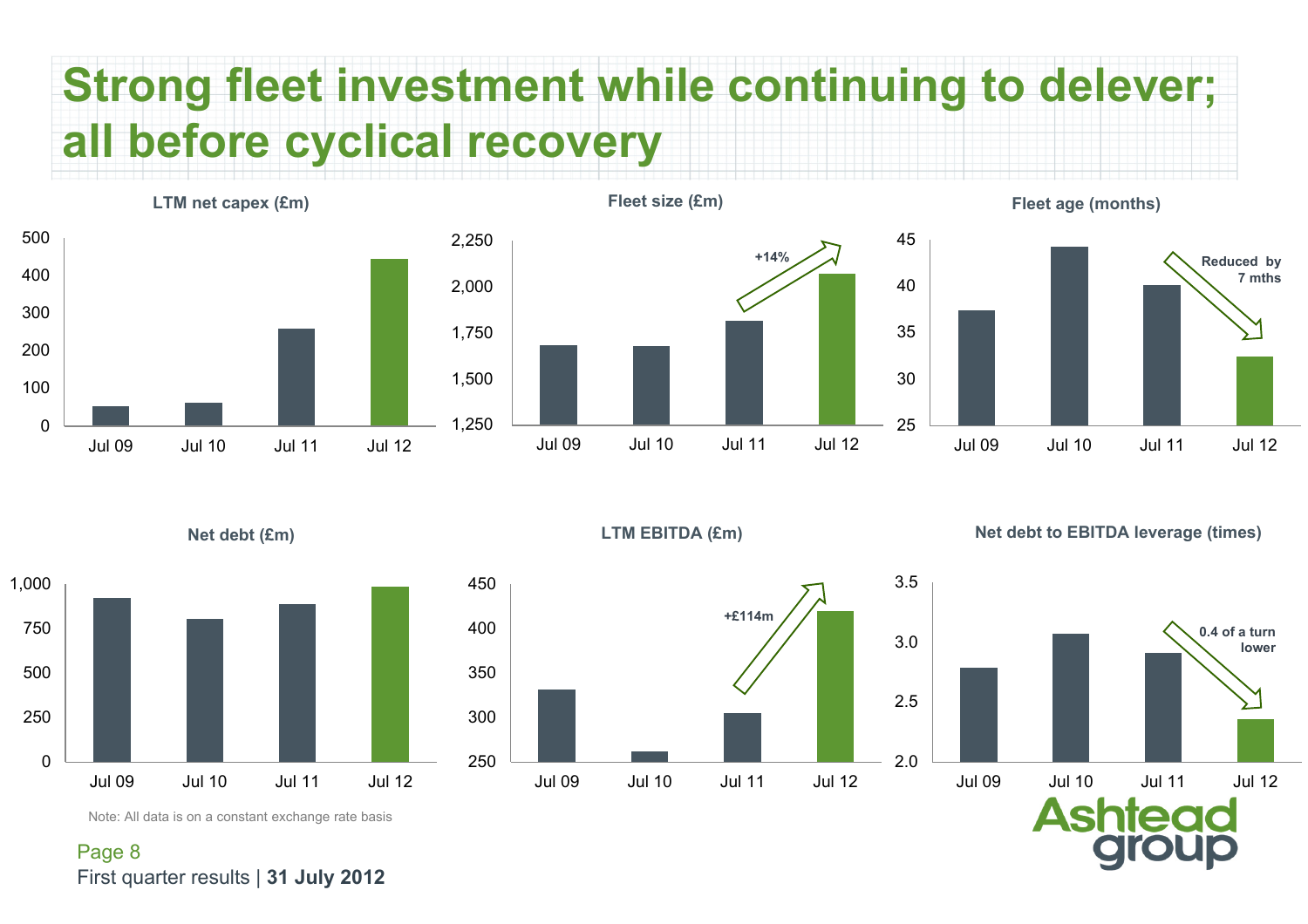# Strong fleet investment while continuing to delever; all before cyclical recovery

### LTM net capex (£m)

Jul 09 | Jul 10 | Jul 11 | Jul 12

### Fleet size (£m)

+14%

Jul 09 | Jul 10 | Jul 11 | Jul 12

### Fleet age (months)

Reduced by 7 mths

Jul 09 | Jul 10 | Jul 11 | Jul 12

### Net debt (£m)

Jul 09 | Jul 10 | Jul 11 | Jul 12

### LTM EBITDA (£m)

+£114m

Jul 09 | Jul 10 | Jul 11 | Jul 12

### Net debt to EBITDA leverage (times)

0.4 of a turn lower

Jul 09 | Jul 10 | Jul 11 | Jul 12

Note: All data is on a constant exchange rate basis

First quarter results | **31 July 2012**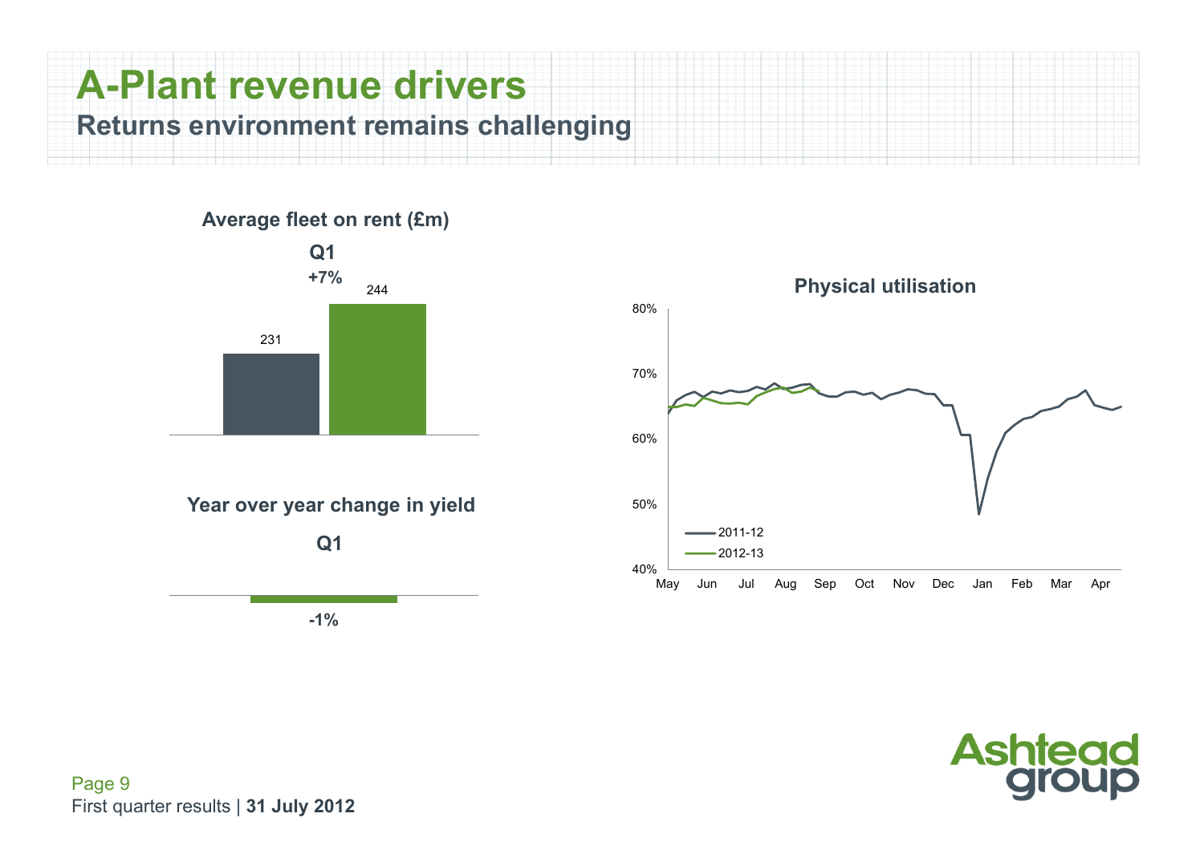# A-Plant revenue drivers

## Returns environment remains challenging

**Average fleet on rent (£m)**

**Q1**

**+7%**

231

244

**Year over year change in yield**

**Q1**

**-1%**

**Physical utilisation**

80%

70%

60%

50%

40%

May Jun Jul Aug Sep Oct Nov Dec Jan Feb Mar Apr

2011-12

2012-13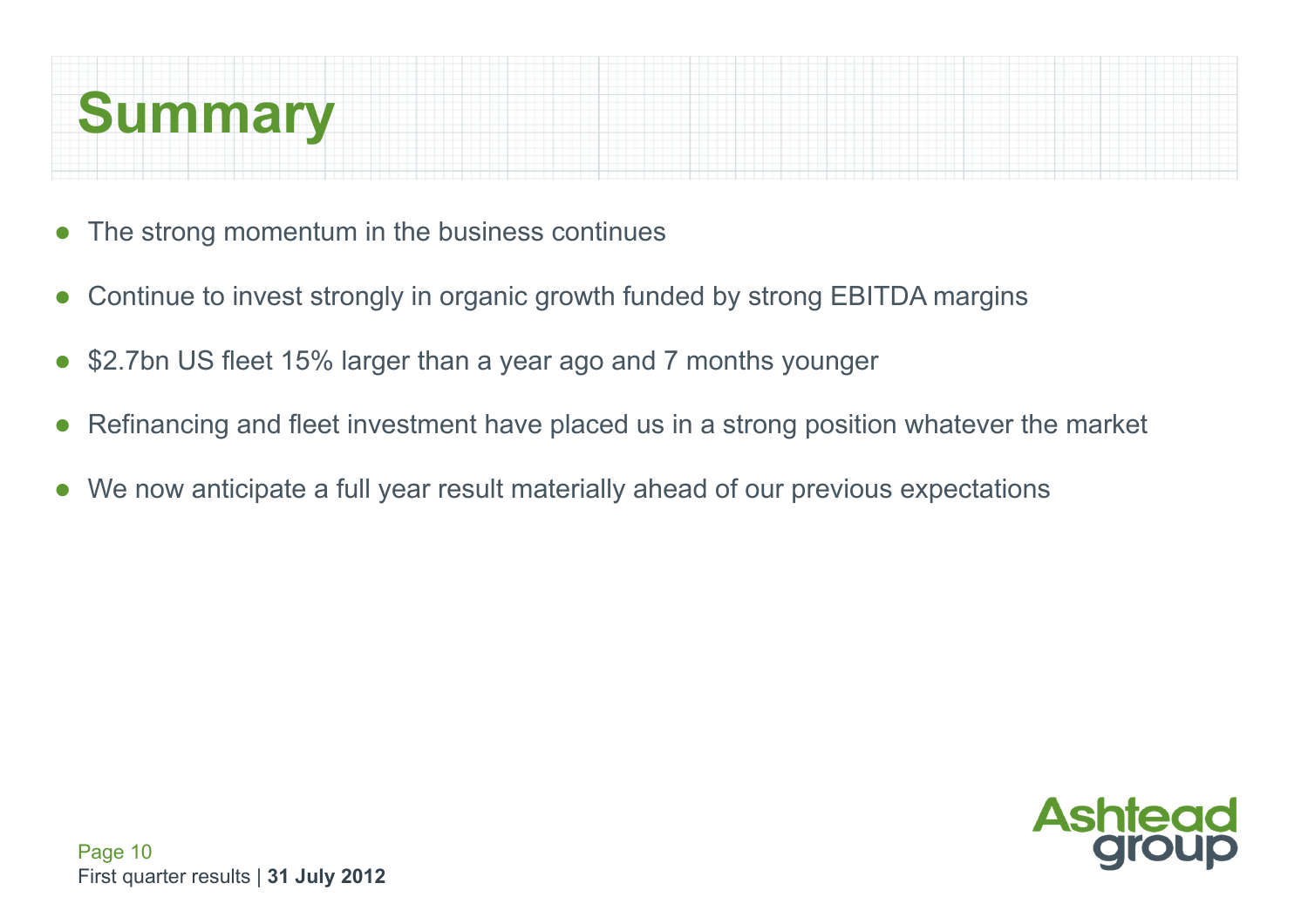# Summary

- The strong momentum in the business continues
- Continue to invest strongly in organic growth funded by strong EBITDA margins
- $2.7bn US fleet 15% larger than a year ago and 7 months younger
- Refinancing and fleet investment have placed us in a strong position whatever the market
- We now anticipate a full year result materially ahead of our previous expectations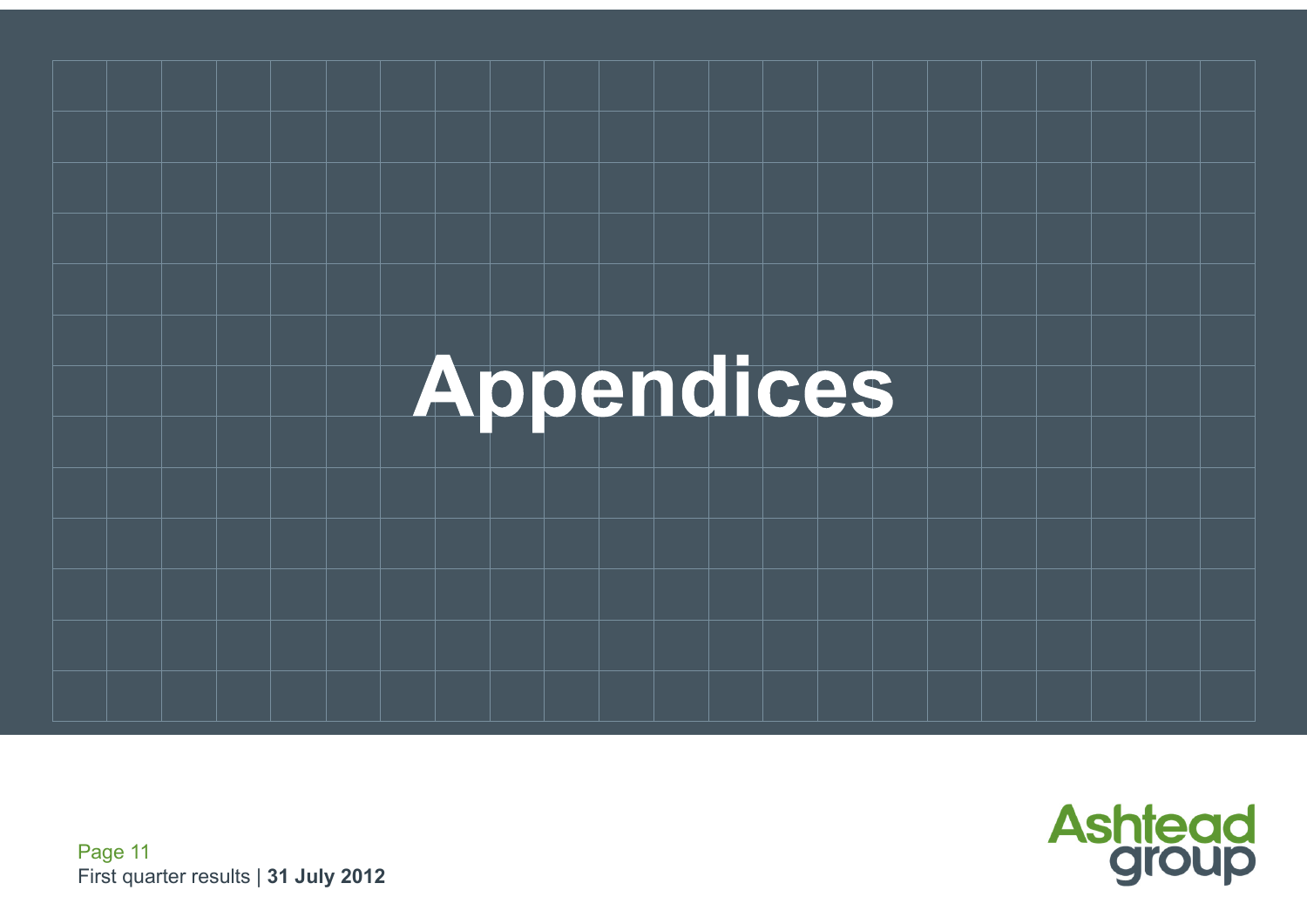# Appendices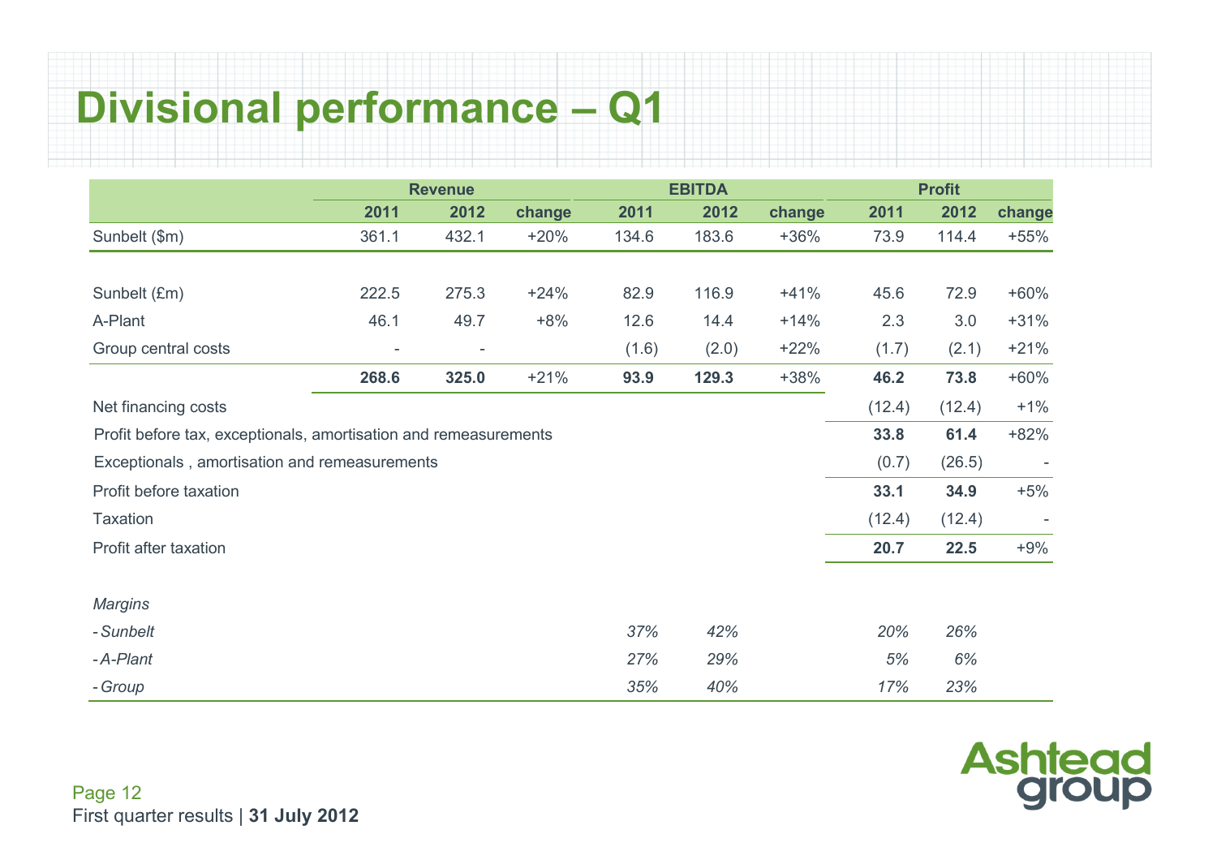# Divisional performance – Q1

| | Revenue | | | EBITDA | | | Profit | | |
|---|---|---|---|---|---|---|---|---|---|
| | 2011 | 2012 | change | 2011 | 2012 | change | 2011 | 2012 | change |
| Sunbelt ($m) | 361.1 | 432.1 | +20% | 134.6 | 183.6 | +36% | 73.9 | 114.4 | +55% |
| | | | | | | | | | |
| Sunbelt (£m) | 222.5 | 275.3 | +24% | 82.9 | 116.9 | +41% | 45.6 | 72.9 | +60% |
| A-Plant | 46.1 | 49.7 | +8% | 12.6 | 14.4 | +14% | 2.3 | 3.0 | +31% |
| Group central costs | - | - | | (1.6) | (2.0) | +22% | (1.7) | (2.1) | +21% |
| | **268.6** | **325.0** | +21% | **93.9** | **129.3** | +38% | **46.2** | **73.8** | +60% |
| Net financing costs | | | | | | | (12.4) | (12.4) | +1% |
| Profit before tax, exceptionals, amortisation and remeasurements | | | | | | | **33.8** | **61.4** | +82% |
| Exceptionals , amortisation and remeasurements | | | | | | | (0.7) | (26.5) | - |
| Profit before taxation | | | | | | | **33.1** | **34.9** | +5% |
| Taxation | | | | | | | (12.4) | (12.4) | - |
| Profit after taxation | | | | | | | **20.7** | **22.5** | +9% |
| | | | | | | | | | |
| *Margins* | | | | | | | | | |
| *- Sunbelt* | | | | *37%* | *42%* | | *20%* | *26%* | |
| *- A-Plant* | | | | *27%* | *29%* | | *5%* | *6%* | |
| *- Group* | | | | *35%* | *40%* | | *17%* | *23%* | |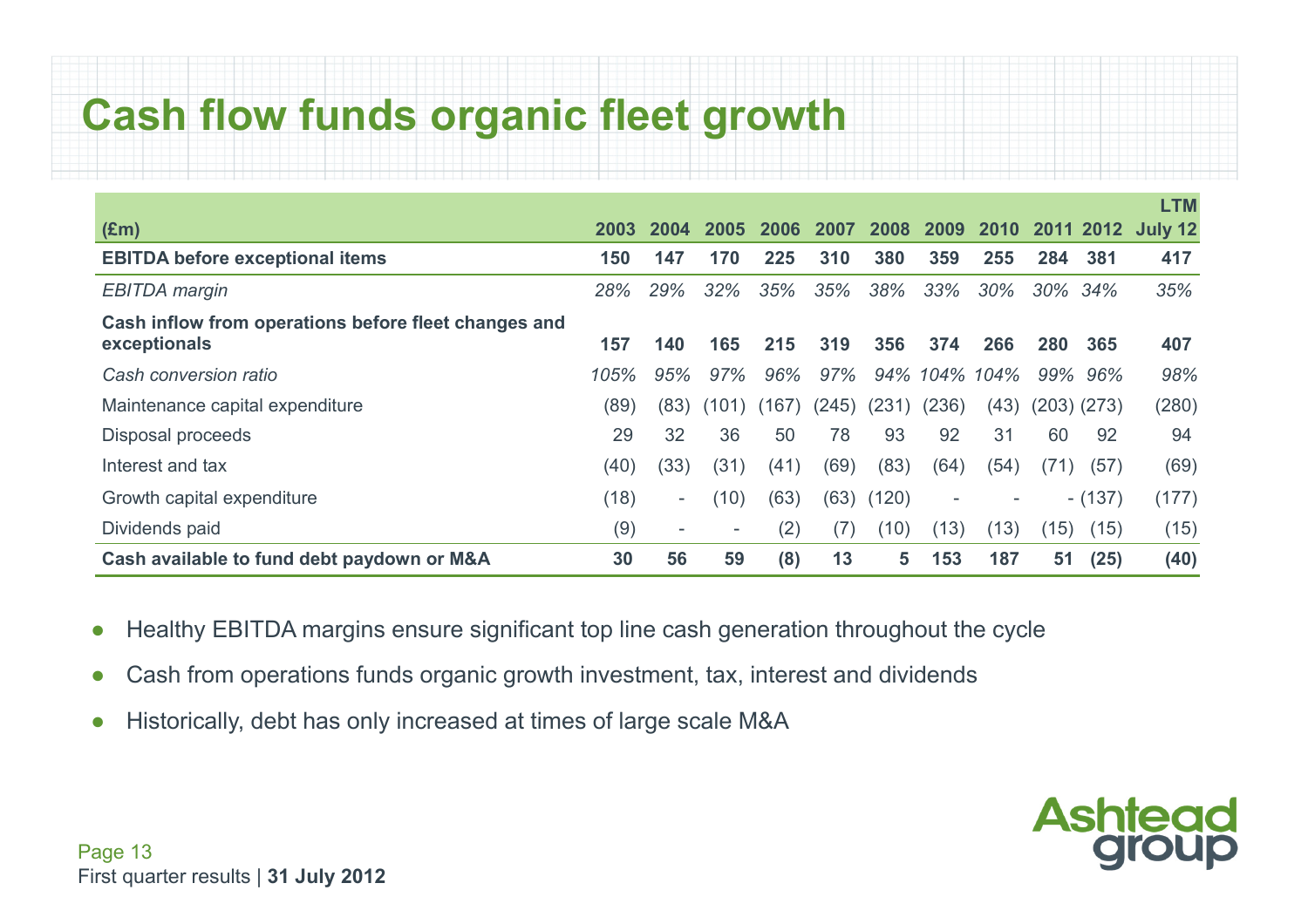# Cash flow funds organic fleet growth

| (£m) | 2003 | 2004 | 2005 | 2006 | 2007 | 2008 | 2009 | 2010 | 2011 | 2012 | LTM July 12 |
|---|---|---|---|---|---|---|---|---|---|---|---|
| **EBITDA before exceptional items** | **150** | **147** | **170** | **225** | **310** | **380** | **359** | **255** | **284** | **381** | **417** |
| *EBITDA margin* | *28%* | *29%* | *32%* | *35%* | *35%* | *38%* | *33%* | *30%* | *30%* | *34%* | *35%* |
| **Cash inflow from operations before fleet changes and exceptionals** | **157** | **140** | **165** | **215** | **319** | **356** | **374** | **266** | **280** | **365** | **407** |
| *Cash conversion ratio* | *105%* | *95%* | *97%* | *96%* | *97%* | *94%* | *104%* | *104%* | *99%* | *96%* | *98%* |
| Maintenance capital expenditure | (89) | (83) | (101) | (167) | (245) | (231) | (236) | (43) | (203) | (273) | (280) |
| Disposal proceeds | 29 | 32 | 36 | 50 | 78 | 93 | 92 | 31 | 60 | 92 | 94 |
| Interest and tax | (40) | (33) | (31) | (41) | (69) | (83) | (64) | (54) | (71) | (57) | (69) |
| Growth capital expenditure | (18) | - | (10) | (63) | (63) | (120) | - | - | - | (137) | (177) |
| Dividends paid | (9) | - | - | (2) | (7) | (10) | (13) | (13) | (15) | (15) | (15) |
| **Cash available to fund debt paydown or M&A** | **30** | **56** | **59** | **(8)** | **13** | **5** | **153** | **187** | **51** | **(25)** | **(40)** |

- Healthy EBITDA margins ensure significant top line cash generation throughout the cycle
- Cash from operations funds organic growth investment, tax, interest and dividends
- Historically, debt has only increased at times of large scale M&A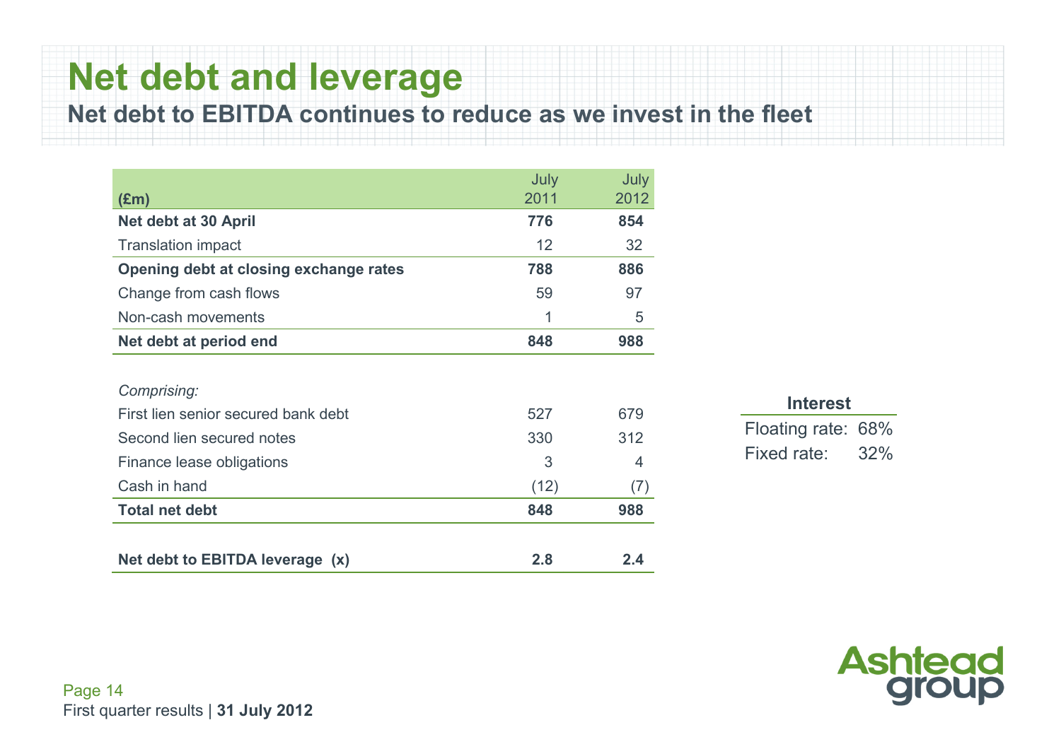# Net debt and leverage

## Net debt to EBITDA continues to reduce as we invest in the fleet

| (£m) | July 2011 | July 2012 |
|---|---|---|
| **Net debt at 30 April** | **776** | **854** |
| Translation impact | 12 | 32 |
| **Opening debt at closing exchange rates** | **788** | **886** |
| Change from cash flows | 59 | 97 |
| Non-cash movements | 1 | 5 |
| **Net debt at period end** | **848** | **988** |
| | | |
| *Comprising:* | | |
| First lien senior secured bank debt | 527 | 679 |
| Second lien secured notes | 330 | 312 |
| Finance lease obligations | 3 | 4 |
| Cash in hand | (12) | (7) |
| **Total net debt** | **848** | **988** |
| | | |
| **Net debt to EBITDA leverage (x)** | **2.8** | **2.4** |

| **Interest** | |
|---|---|
| Floating rate: | 68% |
| Fixed rate: | 32% |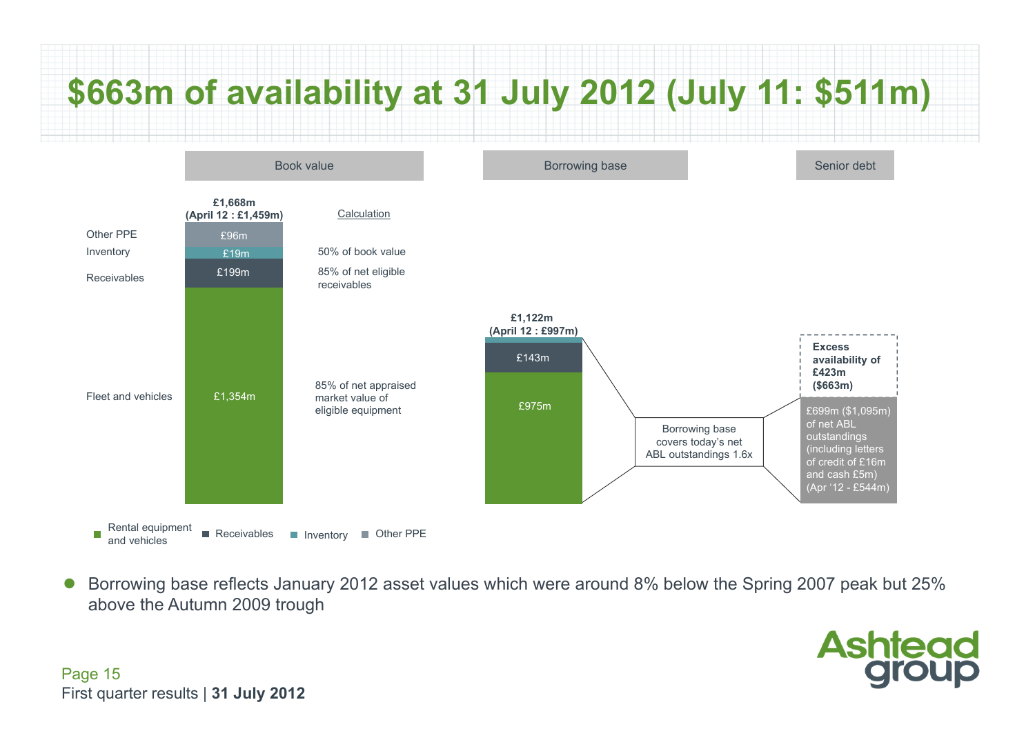# $663m of availability at 31 July 2012 (July 11: $511m)

Book value

Borrowing base

Senior debt

£1,668m
(April 12 : £1,459m)

Calculation

Other PPE
£96m

Inventory
£19m
50% of book value

Receivables
£199m
85% of net eligible receivables

Fleet and vehicles
£1,354m
85% of net appraised market value of eligible equipment

£1,122m
(April 12 : £997m)

£143m

£975m

Borrowing base covers today's net ABL outstandings 1.6x

Excess availability of £423m ($663m)

£699m ($1,095m) of net ABL outstandings (including letters of credit of £16m and cash £5m) (Apr '12 - £544m)

Rental equipment and vehicles
Receivables
Inventory
Other PPE

- Borrowing base reflects January 2012 asset values which were around 8% below the Spring 2007 peak but 25% above the Autumn 2009 trough

First quarter results | **31 July 2012**